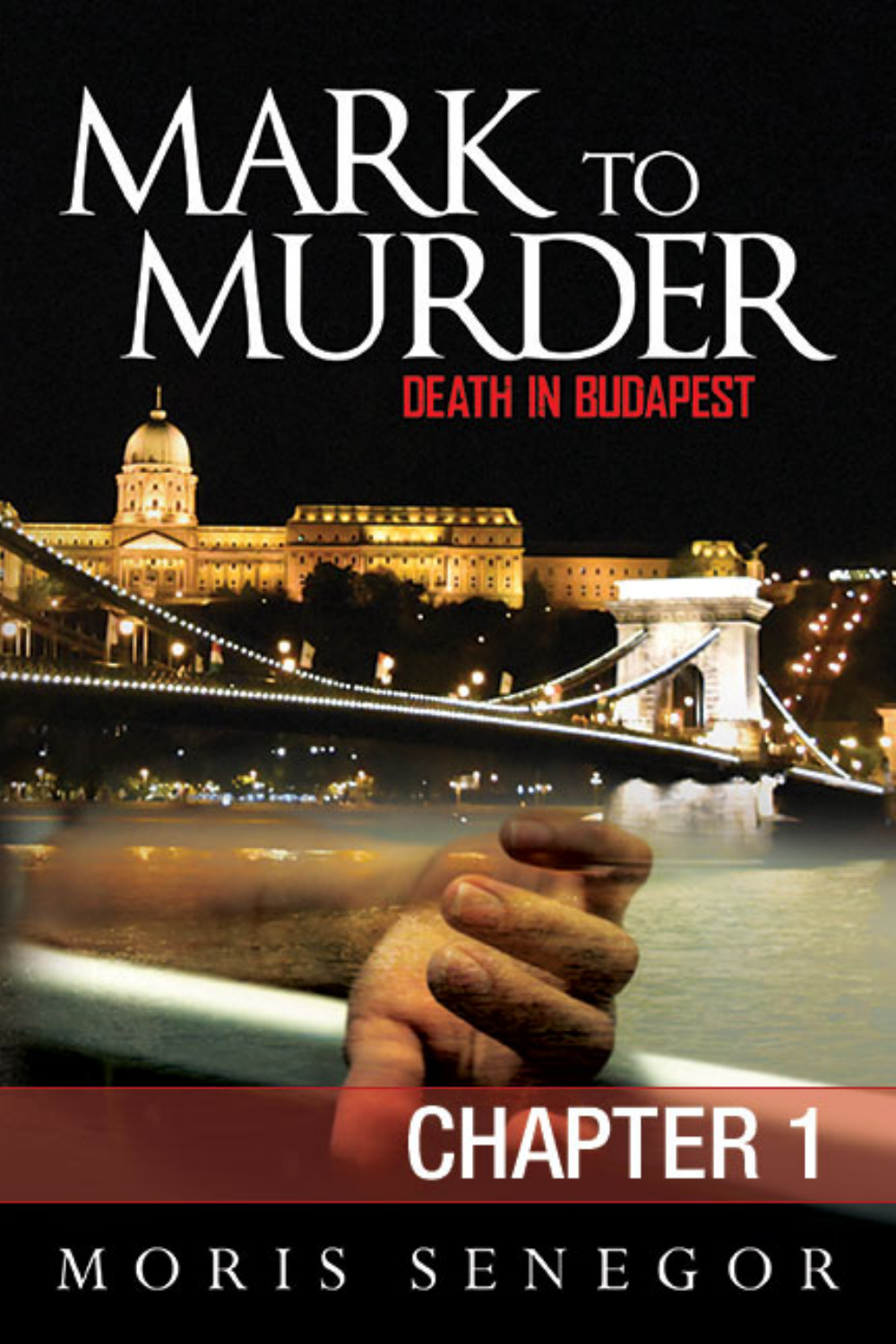# MARK TO MURDER

## DEATH IN BUDAPEST

## CHAPTER 1

MORIS SENEGOR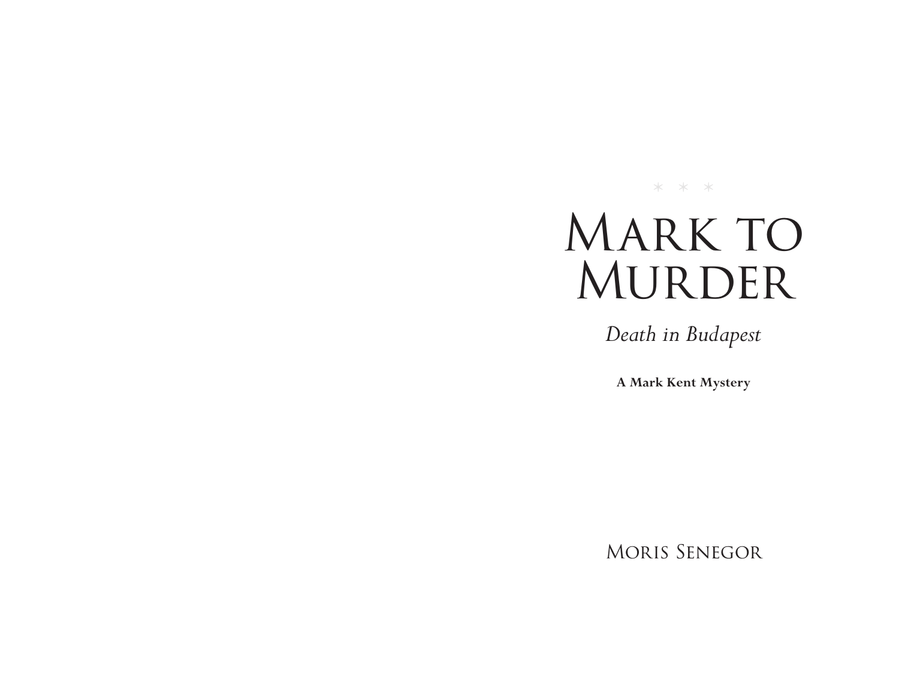\* \* \*

# Mark to Murder

*Death in Budapest*

**A Mark Kent Mystery**

Moris Senegor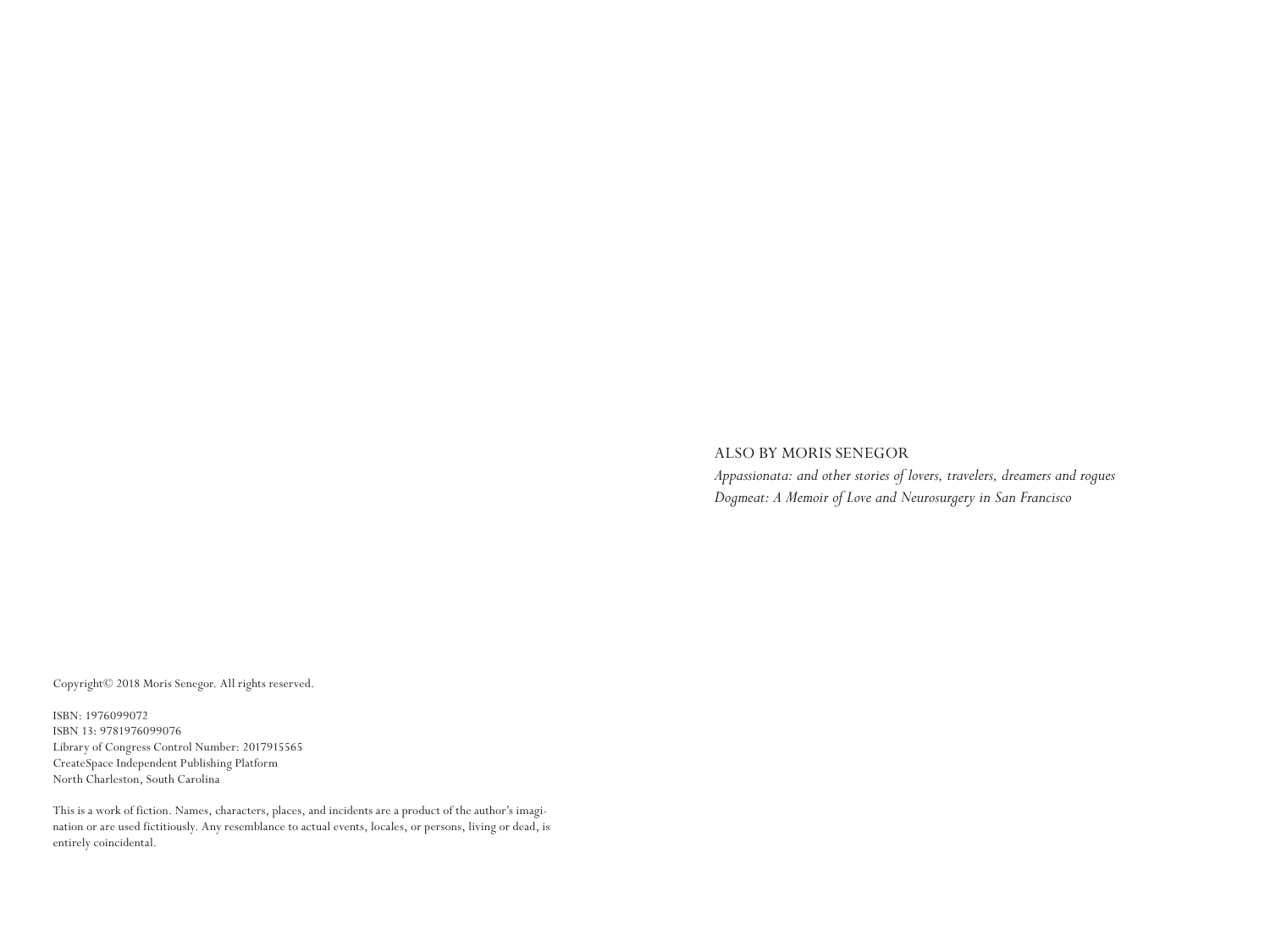ALSO BY MORIS SENEGOR

*Appassionata: and other stories of lovers, travelers, dreamers and rogues*
*Dogmeat: A Memoir of Love and Neurosurgery in San Francisco*

Copyright© 2018 Moris Senegor. All rights reserved.

ISBN: 1976099072
ISBN 13: 9781976099076
Library of Congress Control Number: 2017915565
CreateSpace Independent Publishing Platform
North Charleston, South Carolina

This is a work of fiction. Names, characters, places, and incidents are a product of the author's imagination or are used fictitiously. Any resemblance to actual events, locales, or persons, living or dead, is entirely coincidental.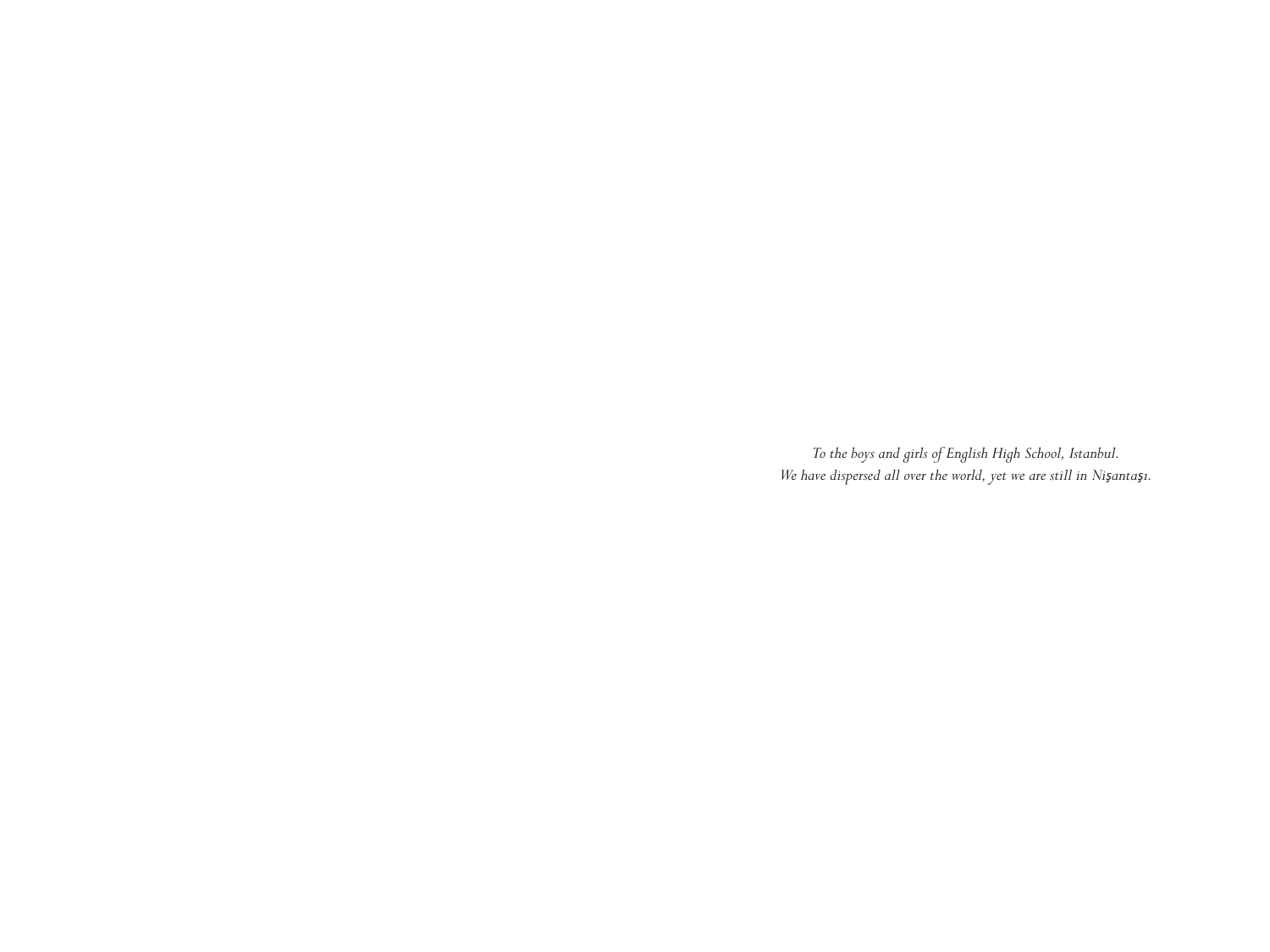*To the boys and girls of English High School, Istanbul.*
*We have dispersed all over the world, yet we are still in Nişantaşı.*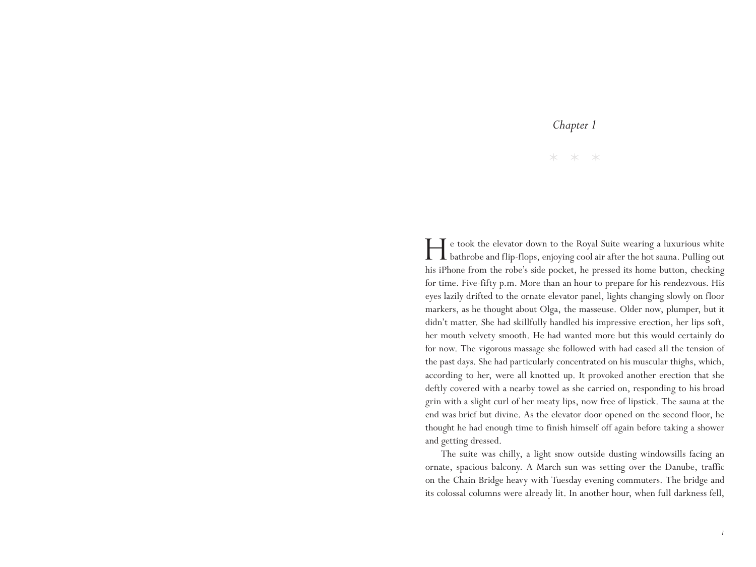*Chapter 1*

\* \* \*

He took the elevator down to the Royal Suite wearing a luxurious white bathrobe and flip-flops, enjoying cool air after the hot sauna. Pulling out his iPhone from the robe's side pocket, he pressed its home button, checking for time. Five-fifty p.m. More than an hour to prepare for his rendezvous. His eyes lazily drifted to the ornate elevator panel, lights changing slowly on floor markers, as he thought about Olga, the masseuse. Older now, plumper, but it didn't matter. She had skillfully handled his impressive erection, her lips soft, her mouth velvety smooth. He had wanted more but this would certainly do for now. The vigorous massage she followed with had eased all the tension of the past days. She had particularly concentrated on his muscular thighs, which, according to her, were all knotted up. It provoked another erection that she deftly covered with a nearby towel as she carried on, responding to his broad grin with a slight curl of her meaty lips, now free of lipstick. The sauna at the end was brief but divine. As the elevator door opened on the second floor, he thought he had enough time to finish himself off again before taking a shower and getting dressed.

The suite was chilly, a light snow outside dusting windowsills facing an ornate, spacious balcony. A March sun was setting over the Danube, traffic on the Chain Bridge heavy with Tuesday evening commuters. The bridge and its colossal columns were already lit. In another hour, when full darkness fell,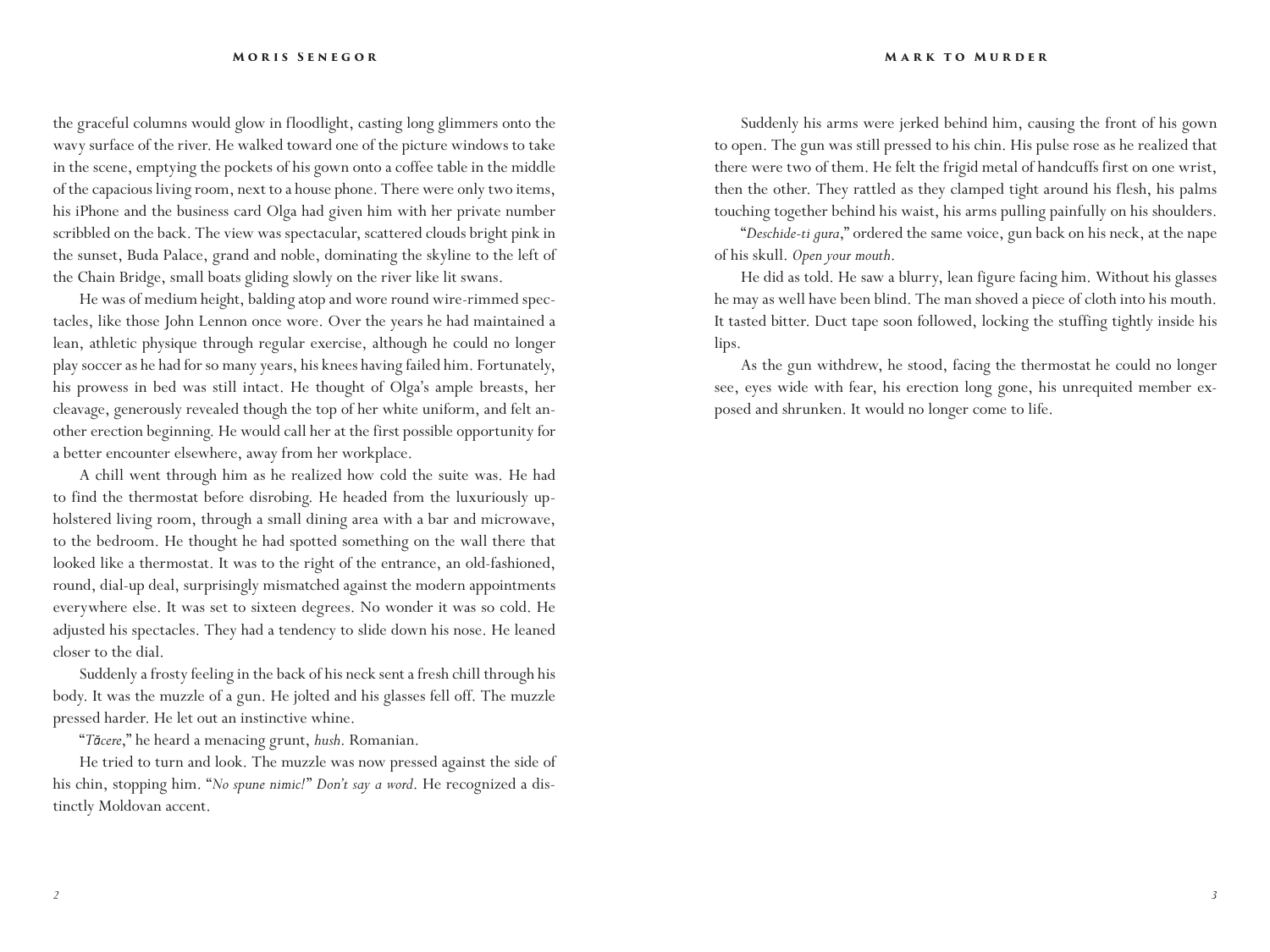the graceful columns would glow in floodlight, casting long glimmers onto the wavy surface of the river. He walked toward one of the picture windows to take in the scene, emptying the pockets of his gown onto a coffee table in the middle of the capacious living room, next to a house phone. There were only two items, his iPhone and the business card Olga had given him with her private number scribbled on the back. The view was spectacular, scattered clouds bright pink in the sunset, Buda Palace, grand and noble, dominating the skyline to the left of the Chain Bridge, small boats gliding slowly on the river like lit swans.

He was of medium height, balding atop and wore round wire-rimmed spectacles, like those John Lennon once wore. Over the years he had maintained a lean, athletic physique through regular exercise, although he could no longer play soccer as he had for so many years, his knees having failed him. Fortunately, his prowess in bed was still intact. He thought of Olga's ample breasts, her cleavage, generously revealed though the top of her white uniform, and felt another erection beginning. He would call her at the first possible opportunity for a better encounter elsewhere, away from her workplace.

A chill went through him as he realized how cold the suite was. He had to find the thermostat before disrobing. He headed from the luxuriously upholstered living room, through a small dining area with a bar and microwave, to the bedroom. He thought he had spotted something on the wall there that looked like a thermostat. It was to the right of the entrance, an old-fashioned, round, dial-up deal, surprisingly mismatched against the modern appointments everywhere else. It was set to sixteen degrees. No wonder it was so cold. He adjusted his spectacles. They had a tendency to slide down his nose. He leaned closer to the dial.

Suddenly a frosty feeling in the back of his neck sent a fresh chill through his body. It was the muzzle of a gun. He jolted and his glasses fell off. The muzzle pressed harder. He let out an instinctive whine.

"*Tăcere*," he heard a menacing grunt, *hush*. Romanian.

He tried to turn and look. The muzzle was now pressed against the side of his chin, stopping him. "*No spune nimic!*" *Don't say a word*. He recognized a distinctly Moldovan accent.

Suddenly his arms were jerked behind him, causing the front of his gown to open. The gun was still pressed to his chin. His pulse rose as he realized that there were two of them. He felt the frigid metal of handcuffs first on one wrist, then the other. They rattled as they clamped tight around his flesh, his palms touching together behind his waist, his arms pulling painfully on his shoulders.

"*Deschide-ti gura*," ordered the same voice, gun back on his neck, at the nape of his skull. *Open your mouth*.

He did as told. He saw a blurry, lean figure facing him. Without his glasses he may as well have been blind. The man shoved a piece of cloth into his mouth. It tasted bitter. Duct tape soon followed, locking the stuffing tightly inside his lips.

As the gun withdrew, he stood, facing the thermostat he could no longer see, eyes wide with fear, his erection long gone, his unrequited member exposed and shrunken. It would no longer come to life.